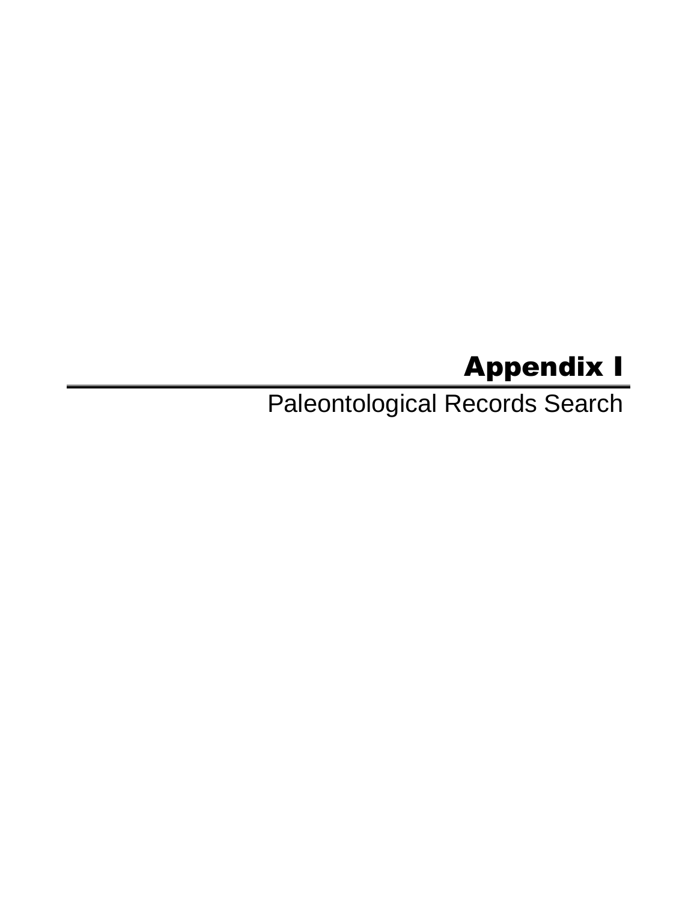# Appendix I

Paleontological Records Search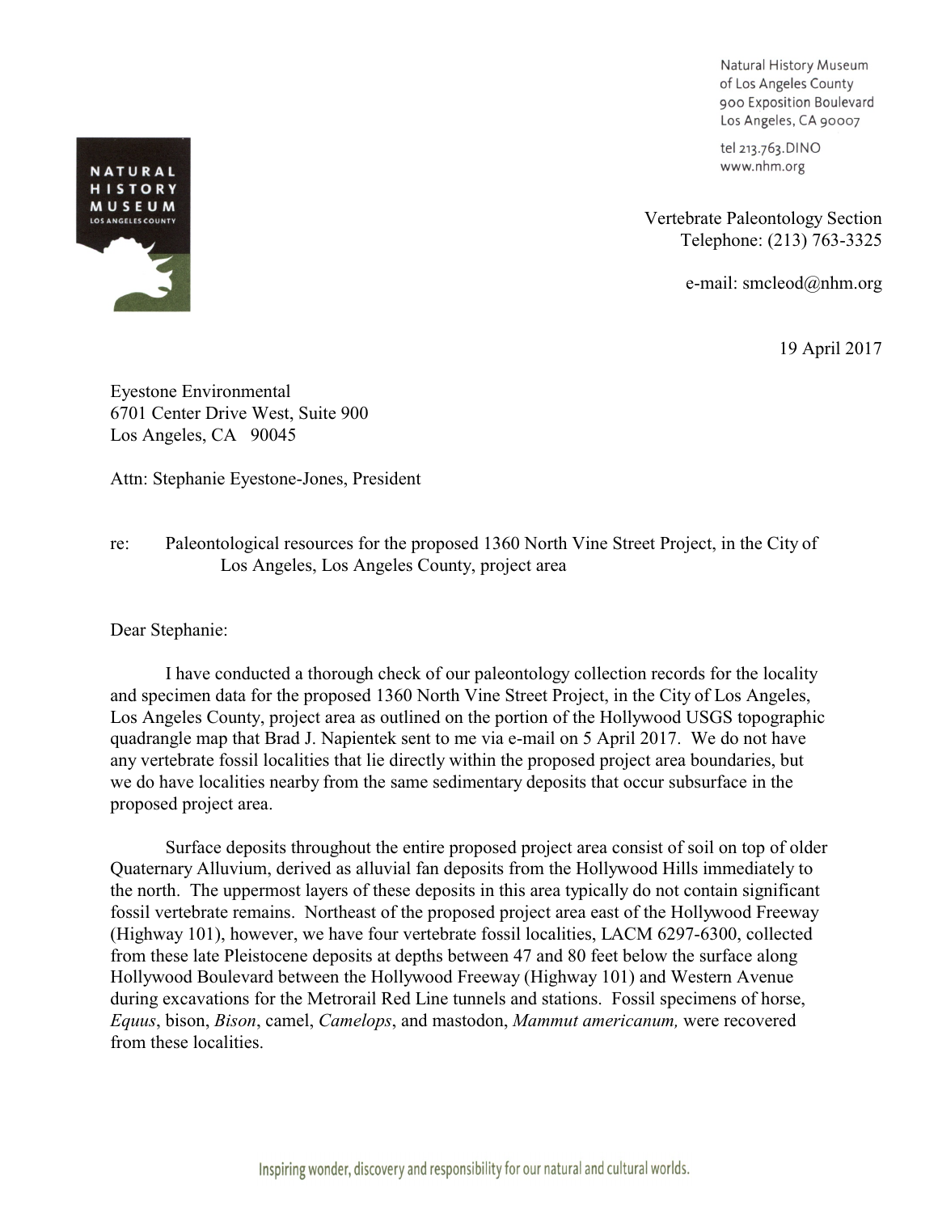Natural History Museum
of Los Angeles County
900 Exposition Boulevard
Los Angeles, CA 90007

tel 213.763.DINO
www.nhm.org

Vertebrate Paleontology Section
Telephone: (213) 763-3325

e-mail: smcleod@nhm.org

19 April 2017

Eyestone Environmental
6701 Center Drive West, Suite 900
Los Angeles, CA 90045

Attn: Stephanie Eyestone-Jones, President

re: Paleontological resources for the proposed 1360 North Vine Street Project, in the City of Los Angeles, Los Angeles County, project area

Dear Stephanie:

I have conducted a thorough check of our paleontology collection records for the locality and specimen data for the proposed 1360 North Vine Street Project, in the City of Los Angeles, Los Angeles County, project area as outlined on the portion of the Hollywood USGS topographic quadrangle map that Brad J. Napientek sent to me via e-mail on 5 April 2017. We do not have any vertebrate fossil localities that lie directly within the proposed project area boundaries, but we do have localities nearby from the same sedimentary deposits that occur subsurface in the proposed project area.

Surface deposits throughout the entire proposed project area consist of soil on top of older Quaternary Alluvium, derived as alluvial fan deposits from the Hollywood Hills immediately to the north. The uppermost layers of these deposits in this area typically do not contain significant fossil vertebrate remains. Northeast of the proposed project area east of the Hollywood Freeway (Highway 101), however, we have four vertebrate fossil localities, LACM 6297-6300, collected from these late Pleistocene deposits at depths between 47 and 80 feet below the surface along Hollywood Boulevard between the Hollywood Freeway (Highway 101) and Western Avenue during excavations for the Metrorail Red Line tunnels and stations. Fossil specimens of horse, *Equus*, bison, *Bison*, camel, *Camelops*, and mastodon, *Mammut americanum,* were recovered from these localities.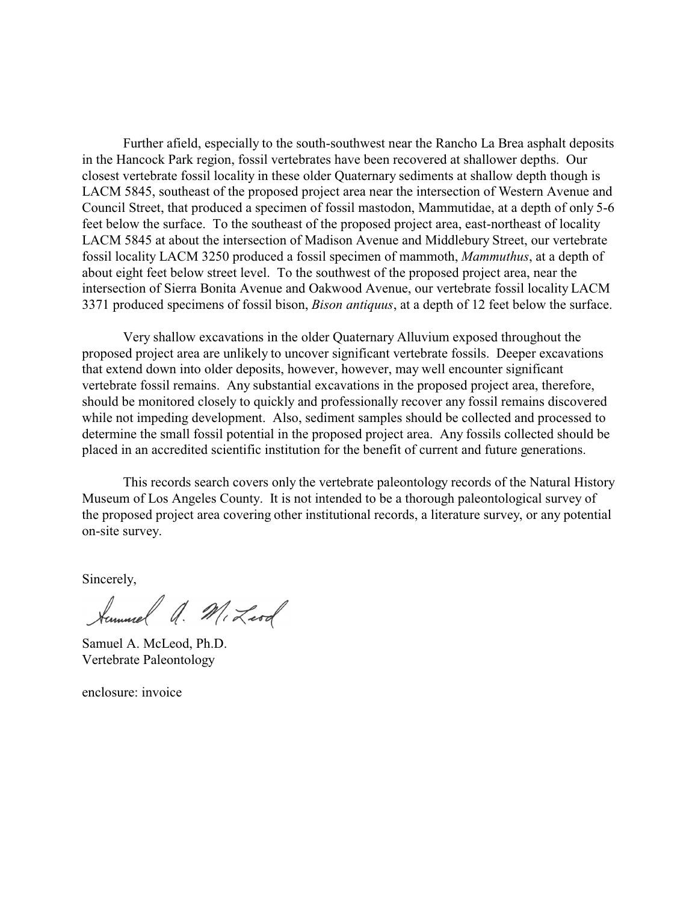Further afield, especially to the south-southwest near the Rancho La Brea asphalt deposits in the Hancock Park region, fossil vertebrates have been recovered at shallower depths. Our closest vertebrate fossil locality in these older Quaternary sediments at shallow depth though is LACM 5845, southeast of the proposed project area near the intersection of Western Avenue and Council Street, that produced a specimen of fossil mastodon, Mammutidae, at a depth of only 5-6 feet below the surface. To the southeast of the proposed project area, east-northeast of locality LACM 5845 at about the intersection of Madison Avenue and Middlebury Street, our vertebrate fossil locality LACM 3250 produced a fossil specimen of mammoth, *Mammuthus*, at a depth of about eight feet below street level. To the southwest of the proposed project area, near the intersection of Sierra Bonita Avenue and Oakwood Avenue, our vertebrate fossil locality LACM 3371 produced specimens of fossil bison, *Bison antiquus*, at a depth of 12 feet below the surface.

Very shallow excavations in the older Quaternary Alluvium exposed throughout the proposed project area are unlikely to uncover significant vertebrate fossils. Deeper excavations that extend down into older deposits, however, however, may well encounter significant vertebrate fossil remains. Any substantial excavations in the proposed project area, therefore, should be monitored closely to quickly and professionally recover any fossil remains discovered while not impeding development. Also, sediment samples should be collected and processed to determine the small fossil potential in the proposed project area. Any fossils collected should be placed in an accredited scientific institution for the benefit of current and future generations.

This records search covers only the vertebrate paleontology records of the Natural History Museum of Los Angeles County. It is not intended to be a thorough paleontological survey of the proposed project area covering other institutional records, a literature survey, or any potential on-site survey.

Sincerely,

Samuel A. McLeod

Samuel A. McLeod, Ph.D.
Vertebrate Paleontology

enclosure: invoice